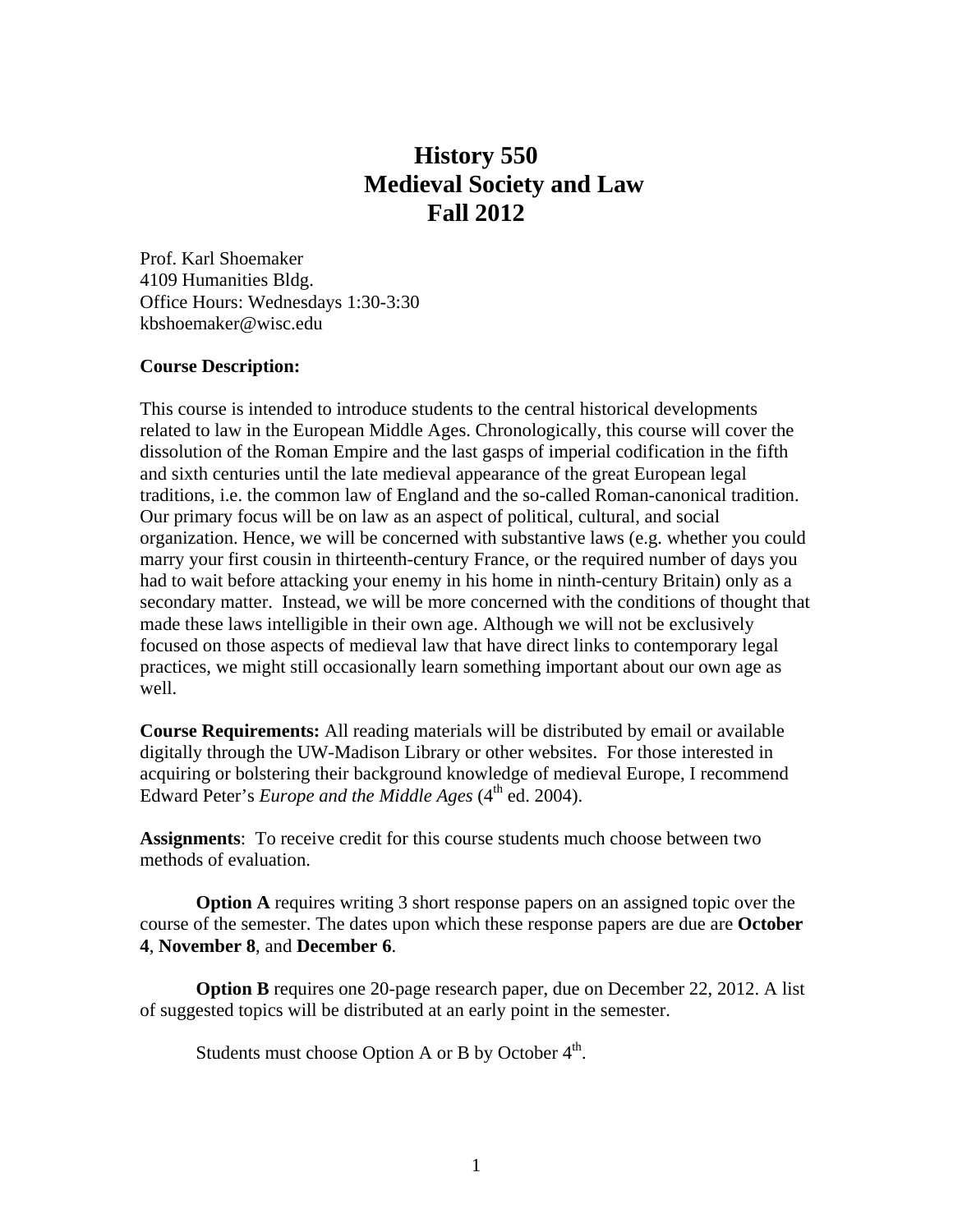# History 550
# Medieval Society and Law
# Fall 2012

Prof. Karl Shoemaker
4109 Humanities Bldg.
Office Hours: Wednesdays 1:30-3:30
kbshoemaker@wisc.edu

**Course Description:**

This course is intended to introduce students to the central historical developments related to law in the European Middle Ages. Chronologically, this course will cover the dissolution of the Roman Empire and the last gasps of imperial codification in the fifth and sixth centuries until the late medieval appearance of the great European legal traditions, i.e. the common law of England and the so-called Roman-canonical tradition. Our primary focus will be on law as an aspect of political, cultural, and social organization. Hence, we will be concerned with substantive laws (e.g. whether you could marry your first cousin in thirteenth-century France, or the required number of days you had to wait before attacking your enemy in his home in ninth-century Britain) only as a secondary matter. Instead, we will be more concerned with the conditions of thought that made these laws intelligible in their own age. Although we will not be exclusively focused on those aspects of medieval law that have direct links to contemporary legal practices, we might still occasionally learn something important about our own age as well.

**Course Requirements:** All reading materials will be distributed by email or available digitally through the UW-Madison Library or other websites. For those interested in acquiring or bolstering their background knowledge of medieval Europe, I recommend Edward Peter's *Europe and the Middle Ages* (4th ed. 2004).

**Assignments**: To receive credit for this course students much choose between two methods of evaluation.

**Option A** requires writing 3 short response papers on an assigned topic over the course of the semester. The dates upon which these response papers are due are **October 4**, **November 8**, and **December 6**.

**Option B** requires one 20-page research paper, due on December 22, 2012. A list of suggested topics will be distributed at an early point in the semester.

Students must choose Option A or B by October 4th.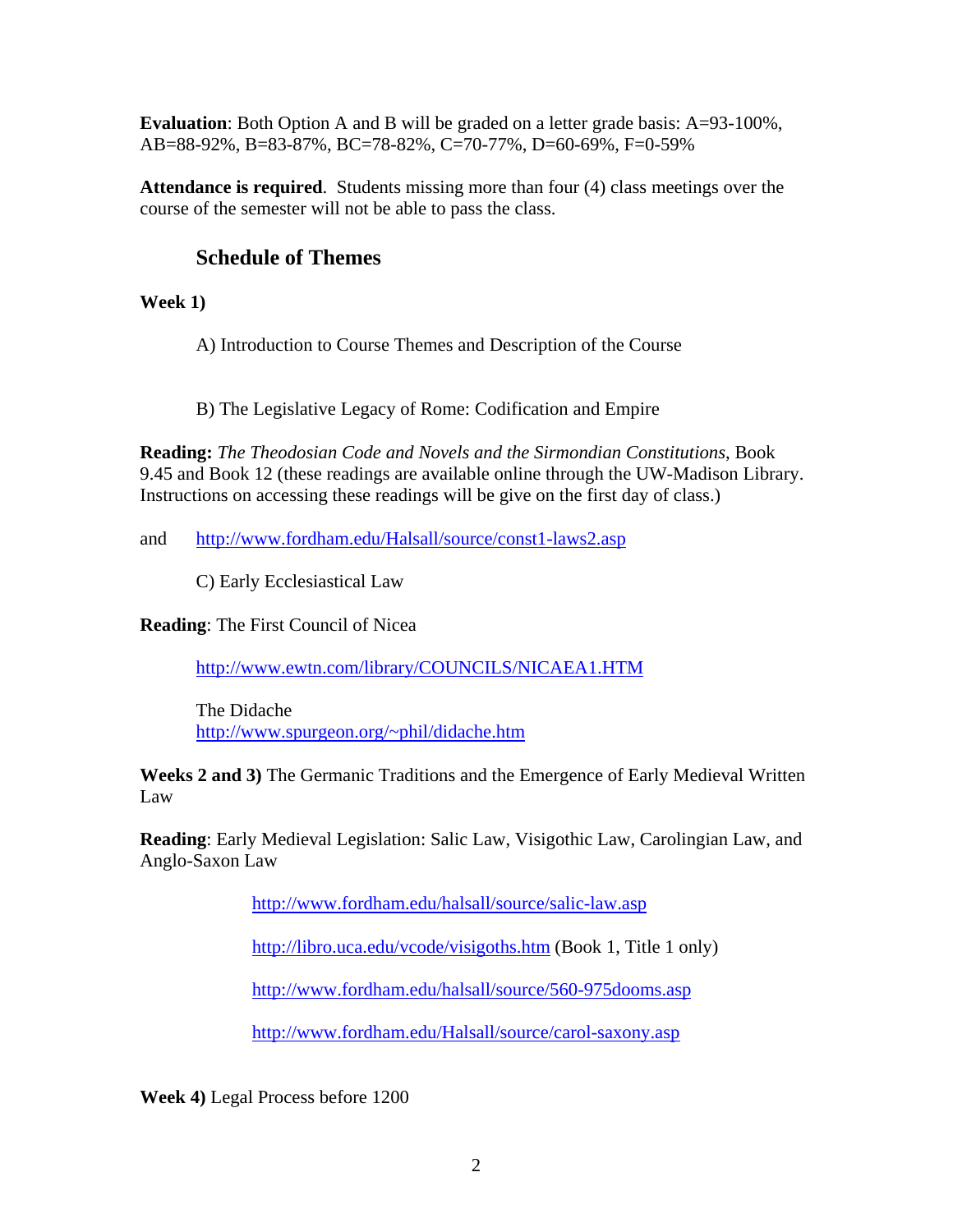**Evaluation**: Both Option A and B will be graded on a letter grade basis: A=93-100%, AB=88-92%, B=83-87%, BC=78-82%, C=70-77%, D=60-69%, F=0-59%

**Attendance is required**. Students missing more than four (4) class meetings over the course of the semester will not be able to pass the class.

## Schedule of Themes

**Week 1)**

A) Introduction to Course Themes and Description of the Course

B) The Legislative Legacy of Rome: Codification and Empire

**Reading:** *The Theodosian Code and Novels and the Sirmondian Constitutions*, Book 9.45 and Book 12 (these readings are available online through the UW-Madison Library. Instructions on accessing these readings will be give on the first day of class.)

and http://www.fordham.edu/Halsall/source/const1-laws2.asp

C) Early Ecclesiastical Law

**Reading**: The First Council of Nicea

http://www.ewtn.com/library/COUNCILS/NICAEA1.HTM

The Didache
http://www.spurgeon.org/~phil/didache.htm

**Weeks 2 and 3)** The Germanic Traditions and the Emergence of Early Medieval Written Law

**Reading**: Early Medieval Legislation: Salic Law, Visigothic Law, Carolingian Law, and Anglo-Saxon Law

http://www.fordham.edu/halsall/source/salic-law.asp

http://libro.uca.edu/vcode/visigoths.htm (Book 1, Title 1 only)

http://www.fordham.edu/halsall/source/560-975dooms.asp

http://www.fordham.edu/Halsall/source/carol-saxony.asp

**Week 4)** Legal Process before 1200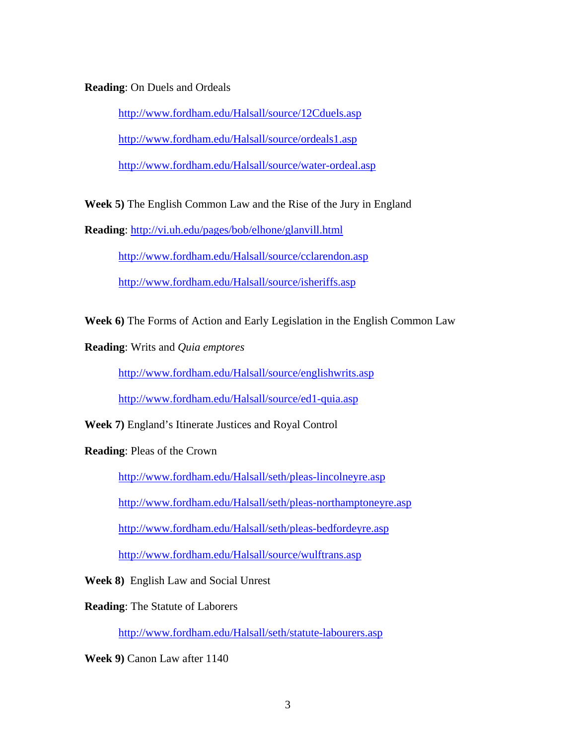**Reading**: On Duels and Ordeals

> http://www.fordham.edu/Halsall/source/12Cduels.asp
>
> http://www.fordham.edu/Halsall/source/ordeals1.asp
>
> http://www.fordham.edu/Halsall/source/water-ordeal.asp

**Week 5)** The English Common Law and the Rise of the Jury in England

**Reading**: http://vi.uh.edu/pages/bob/elhone/glanvill.html

> http://www.fordham.edu/Halsall/source/cclarendon.asp
>
> http://www.fordham.edu/Halsall/source/isheriffs.asp

**Week 6)** The Forms of Action and Early Legislation in the English Common Law

**Reading**: Writs and *Quia emptores*

> http://www.fordham.edu/Halsall/source/englishwrits.asp
>
> http://www.fordham.edu/Halsall/source/ed1-quia.asp

**Week 7)** England's Itinerate Justices and Royal Control

**Reading**: Pleas of the Crown

> http://www.fordham.edu/Halsall/seth/pleas-lincolneyre.asp
>
> http://www.fordham.edu/Halsall/seth/pleas-northamptoneyre.asp
>
> http://www.fordham.edu/Halsall/seth/pleas-bedfordeyre.asp
>
> http://www.fordham.edu/Halsall/source/wulftrans.asp

**Week 8)** English Law and Social Unrest

**Reading**: The Statute of Laborers

> http://www.fordham.edu/Halsall/seth/statute-labourers.asp

**Week 9)** Canon Law after 1140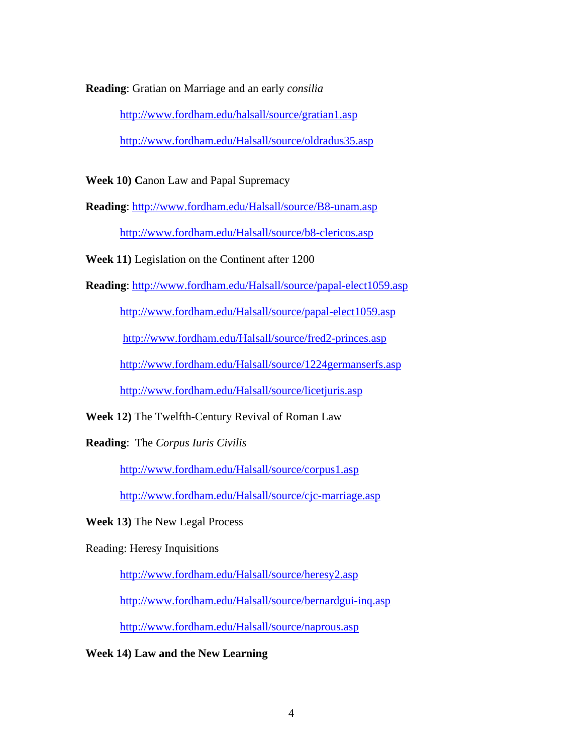**Reading**: Gratian on Marriage and an early *consilia*

http://www.fordham.edu/halsall/source/gratian1.asp

http://www.fordham.edu/Halsall/source/oldradus35.asp

**Week 10) C**anon Law and Papal Supremacy

**Reading**: http://www.fordham.edu/Halsall/source/B8-unam.asp

http://www.fordham.edu/Halsall/source/b8-clericos.asp

**Week 11)** Legislation on the Continent after 1200

**Reading**: http://www.fordham.edu/Halsall/source/papal-elect1059.asp

http://www.fordham.edu/Halsall/source/papal-elect1059.asp

http://www.fordham.edu/Halsall/source/fred2-princes.asp

http://www.fordham.edu/Halsall/source/1224germanserfs.asp

http://www.fordham.edu/Halsall/source/licetjuris.asp

**Week 12)** The Twelfth-Century Revival of Roman Law

**Reading**: The *Corpus Iuris Civilis*

http://www.fordham.edu/Halsall/source/corpus1.asp

http://www.fordham.edu/Halsall/source/cjc-marriage.asp

**Week 13)** The New Legal Process

Reading: Heresy Inquisitions

http://www.fordham.edu/Halsall/source/heresy2.asp

http://www.fordham.edu/Halsall/source/bernardgui-inq.asp

http://www.fordham.edu/Halsall/source/naprous.asp

**Week 14) Law and the New Learning**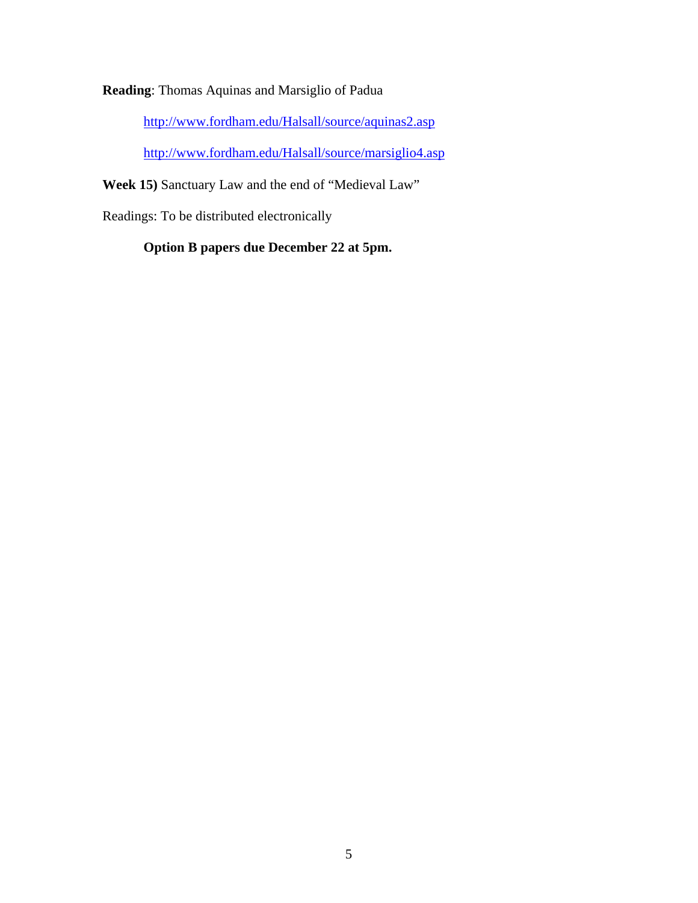**Reading**: Thomas Aquinas and Marsiglio of Padua

http://www.fordham.edu/Halsall/source/aquinas2.asp

http://www.fordham.edu/Halsall/source/marsiglio4.asp

**Week 15)** Sanctuary Law and the end of "Medieval Law"

Readings: To be distributed electronically

**Option B papers due December 22 at 5pm.**